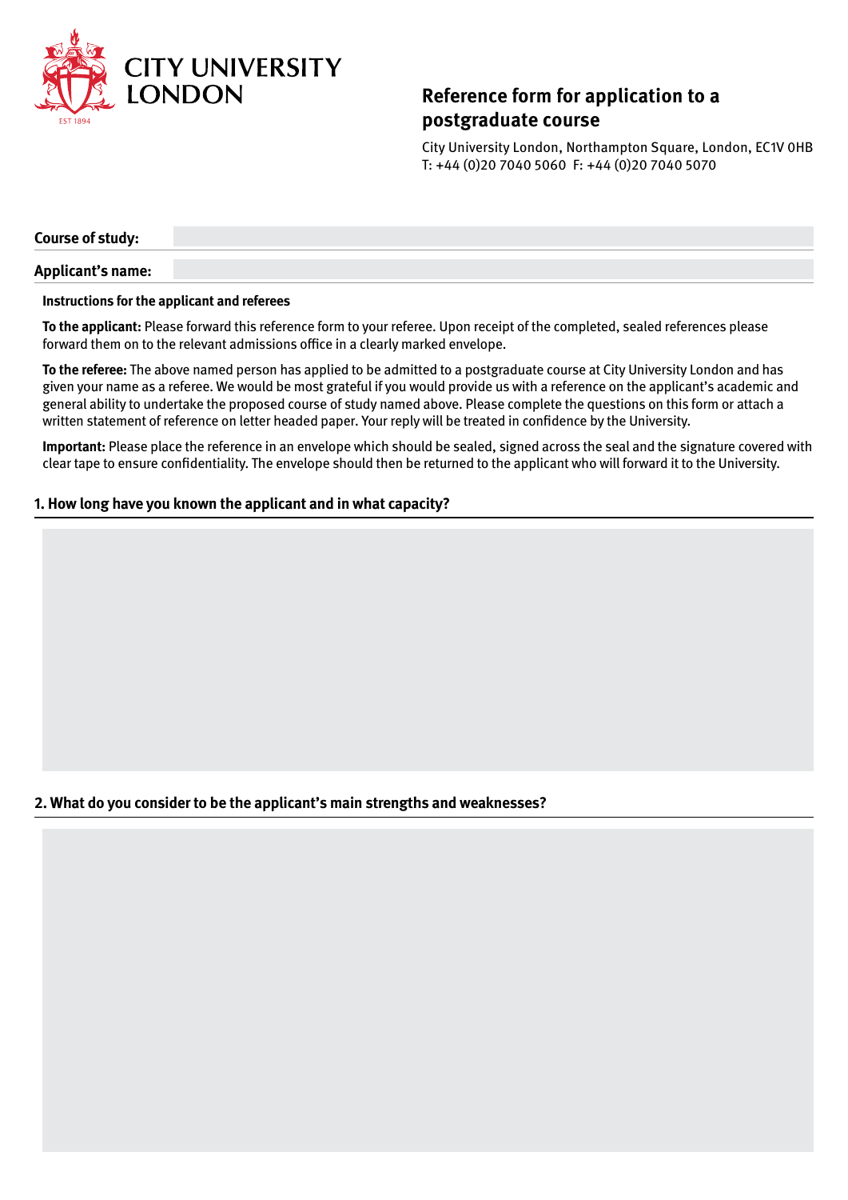CITY UNIVERSITY LONDON

EST 1894

# Reference form for application to a postgraduate course

City University London, Northampton Square, London, EC1V 0HB
T: +44 (0)20 7040 5060 F: +44 (0)20 7040 5070

**Course of study:**

**Applicant's name:**

**Instructions for the applicant and referees**

**To the applicant:** Please forward this reference form to your referee. Upon receipt of the completed, sealed references please forward them on to the relevant admissions office in a clearly marked envelope.

**To the referee:** The above named person has applied to be admitted to a postgraduate course at City University London and has given your name as a referee. We would be most grateful if you would provide us with a reference on the applicant's academic and general ability to undertake the proposed course of study named above. Please complete the questions on this form or attach a written statement of reference on letter headed paper. Your reply will be treated in confidence by the University.

**Important:** Please place the reference in an envelope which should be sealed, signed across the seal and the signature covered with clear tape to ensure confidentiality. The envelope should then be returned to the applicant who will forward it to the University.

## 1. How long have you known the applicant and in what capacity?

## 2. What do you consider to be the applicant's main strengths and weaknesses?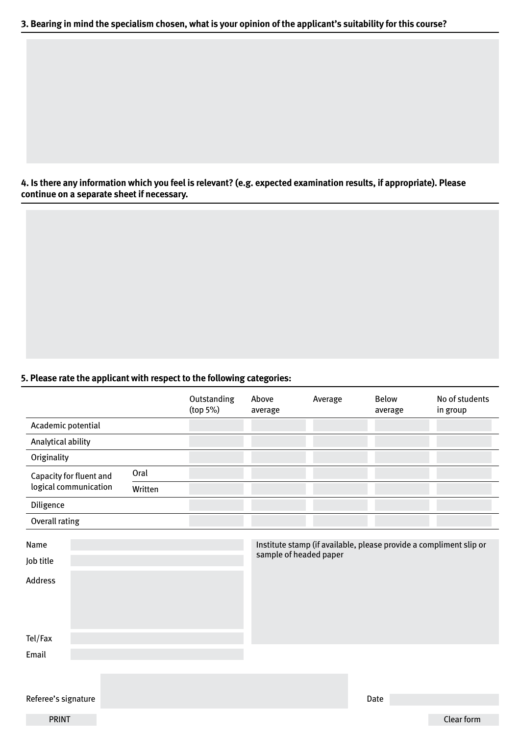**3. Bearing in mind the specialism chosen, what is your opinion of the applicant's suitability for this course?**

**4. Is there any information which you feel is relevant? (e.g. expected examination results, if appropriate). Please continue on a separate sheet if necessary.**

**5. Please rate the applicant with respect to the following categories:**

| | | Outstanding (top 5%) | Above average | Average | Below average | No of students in group |
|---|---|---|---|---|---|---|
| Academic potential | | | | | | |
| Analytical ability | | | | | | |
| Originality | | | | | | |
| Capacity for fluent and logical communication | Oral | | | | | |
| | Written | | | | | |
| Diligence | | | | | | |
| Overall rating | | | | | | |

Name

Job title

Address

Tel/Fax

Email

Institute stamp (if available, please provide a compliment slip or sample of headed paper

Referee's signature

Date

PRINT

Clear form